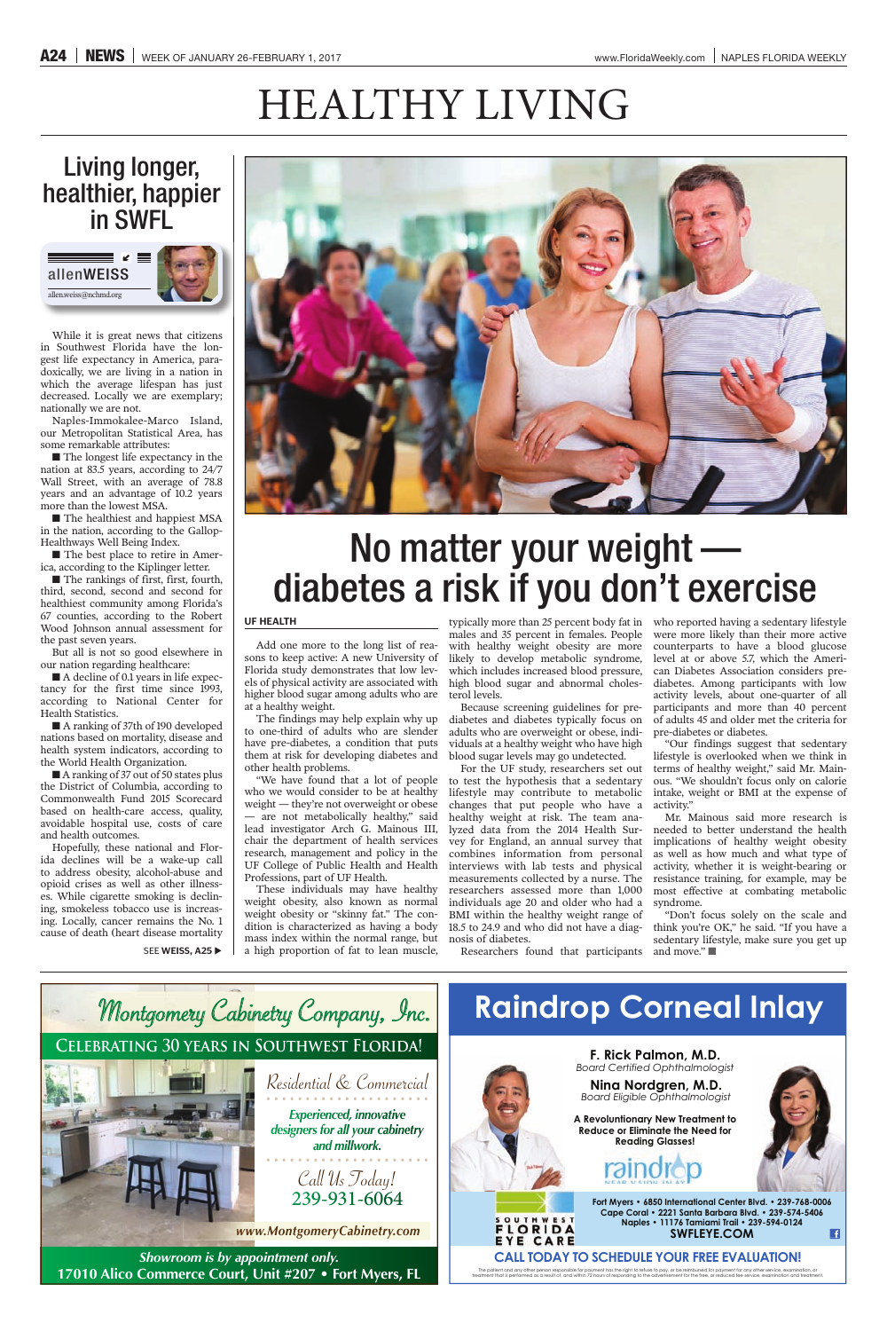# HEALTHY LIVING

## Living longer, healthier, happier in SWFL

allenWEISS

allen.weiss@nchmd.org

While it is great news that citizens in Southwest Florida have the longest life expectancy in America, paradoxically, we are living in a nation in which the average lifespan has just decreased. Locally we are exemplary; nationally we are not.

Naples-Immokalee-Marco Island, our Metropolitan Statistical Area, has some remarkable attributes:

- The longest life expectancy in the nation at 83.5 years, according to 24/7 Wall Street, with an average of 78.8 years and an advantage of 10.2 years more than the lowest MSA.
- The healthiest and happiest MSA in the nation, according to the Gallop-Healthways Well Being Index.
- The best place to retire in America, according to the Kiplinger letter.
- The rankings of first, first, fourth, third, second, second and second for healthiest community among Florida's 67 counties, according to the Robert Wood Johnson annual assessment for the past seven years.

But all is not so good elsewhere in our nation regarding healthcare:

- A decline of 0.1 years in life expectancy for the first time since 1993, according to National Center for Health Statistics.
- A ranking of 37th of 190 developed nations based on mortality, disease and health system indicators, according to the World Health Organization.
- A ranking of 37 out of 50 states plus the District of Columbia, according to Commonwealth Fund 2015 Scorecard based on health-care access, quality, avoidable hospital use, costs of care and health outcomes.

Hopefully, these national and Florida declines will be a wake-up call to address obesity, alcohol-abuse and opioid crises as well as other illnesses. While cigarette smoking is declining, smokeless tobacco use is increasing. Locally, cancer remains the No. 1 cause of death (heart disease mortality

SEE **WEISS, A25** ▶

## No matter your weight — diabetes a risk if you don't exercise

**UF HEALTH**

Add one more to the long list of reasons to keep active: A new University of Florida study demonstrates that low levels of physical activity are associated with higher blood sugar among adults who are at a healthy weight.

The findings may help explain why up to one-third of adults who are slender have pre-diabetes, a condition that puts them at risk for developing diabetes and other health problems.

"We have found that a lot of people who we would consider to be at healthy weight — they're not overweight or obese — are not metabolically healthy," said lead investigator Arch G. Mainous III, chair the department of health services research, management and policy in the UF College of Public Health and Health Professions, part of UF Health.

These individuals may have healthy weight obesity, also known as normal weight obesity or "skinny fat." The condition is characterized as having a body mass index within the normal range, but a high proportion of fat to lean muscle, typically more than 25 percent body fat in males and 35 percent in females. People with healthy weight obesity are more likely to develop metabolic syndrome, which includes increased blood pressure, high blood sugar and abnormal cholesterol levels.

Because screening guidelines for prediabetes and diabetes typically focus on adults who are overweight or obese, individuals at a healthy weight who have high blood sugar levels may go undetected.

For the UF study, researchers set out to test the hypothesis that a sedentary lifestyle may contribute to metabolic changes that put people who have a healthy weight at risk. The team analyzed data from the 2014 Health Survey for England, an annual survey that combines information from personal interviews with lab tests and physical measurements collected by a nurse. The researchers assessed more than 1,000 individuals age 20 and older who had a BMI within the healthy weight range of 18.5 to 24.9 and who did not have a diagnosis of diabetes.

Researchers found that participants who reported having a sedentary lifestyle were more likely than their more active counterparts to have a blood glucose level at or above 5.7, which the American Diabetes Association considers prediabetes. Among participants with low activity levels, about one-quarter of all participants and more than 40 percent of adults 45 and older met the criteria for pre-diabetes or diabetes.

"Our findings suggest that sedentary lifestyle is overlooked when we think in terms of healthy weight," said Mr. Mainous. "We shouldn't focus only on calorie intake, weight or BMI at the expense of activity."

Mr. Mainous said more research is needed to better understand the health implications of healthy weight obesity as well as how much and what type of activity, whether it is weight-bearing or resistance training, for example, may be most effective at combating metabolic syndrome.

"Don't focus solely on the scale and think you're OK," he said. "If you have a sedentary lifestyle, make sure you get up and move." ■

---

**Montgomery Cabinetry Company, Inc.**

CELEBRATING 30 YEARS IN SOUTHWEST FLORIDA!

Residential & Commercial

*Experienced, innovative designers for all your cabinetry and millwork.*

Call Us Today! 239-931-6064

www.MontgomeryCabinetry.com

*Showroom is by appointment only.*

**17010 Alico Commerce Court, Unit #207 • Fort Myers, FL**

---

## Raindrop Corneal Inlay

**F. Rick Palmon, M.D.**
*Board Certified Ophthalmologist*

**Nina Nordgren, M.D.**
*Board Eligible Ophthalmologist*

**A Revolutionary New Treatment to Reduce or Eliminate the Need for Reading Glasses!**

raindrop NEAR VISION INLAY

SOUTHWEST FLORIDA EYE CARE

Fort Myers • 6850 International Center Blvd. • 239-768-0006
Cape Coral • 2221 Santa Barbara Blvd. • 239-574-5406
Naples • 11176 Tamiami Trail • 239-594-0124
**SWFLEYE.COM**

**CALL TODAY TO SCHEDULE YOUR FREE EVALUATION!**

The patient and any other person responsible for payment has the right to refuse to pay, or be reimbursed for payment for any other service, examination, or treatment that is performed as a result of, and within 72 hours of responding to the advertisement for the free, or reduced fee service, examination and treatment.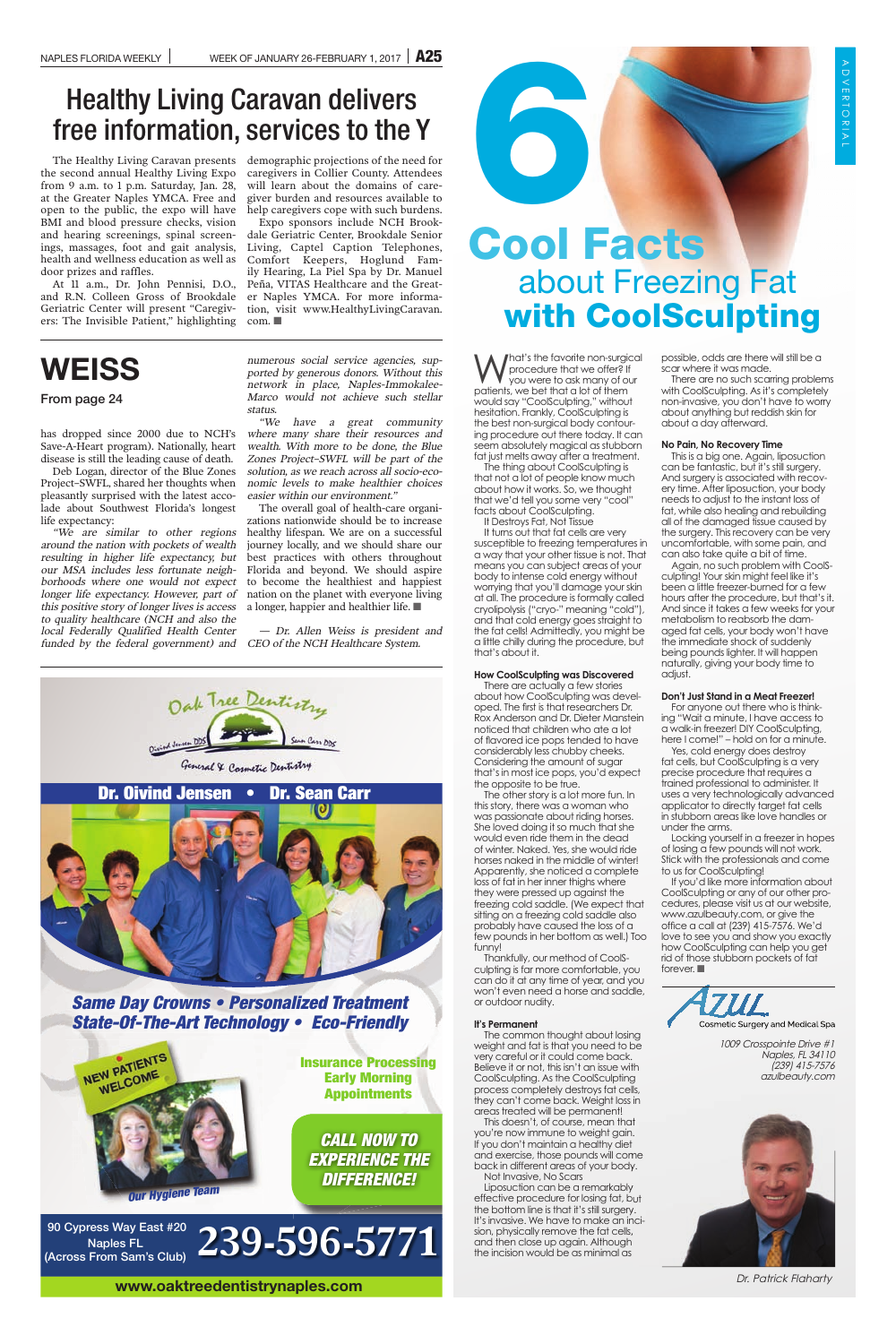# Healthy Living Caravan delivers free information, services to the Y

The Healthy Living Caravan presents the second annual Healthy Living Expo from 9 a.m. to 1 p.m. Saturday, Jan. 28, at the Greater Naples YMCA. Free and open to the public, the expo will have BMI and blood pressure checks, vision and hearing screenings, spinal screenings, massages, foot and gait analysis, health and wellness education as well as door prizes and raffles.

At 11 a.m., Dr. John Pennisi, D.O., and R.N. Colleen Gross of Brookdale Geriatric Center will present "Caregivers: The Invisible Patient," highlighting demographic projections of the need for caregivers in Collier County. Attendees will learn about the domains of caregiver burden and resources available to help caregivers cope with such burdens.

Expo sponsors include NCH Brookdale Geriatric Center, Brookdale Senior Living, Captel Caption Telephones, Comfort Keepers, Hoglund Family Hearing, La Piel Spa by Dr. Manuel Peña, VITAS Healthcare and the Greater Naples YMCA. For more information, visit www.HealthyLivingCaravan.com. ■

# WEISS

From page 24

has dropped since 2000 due to NCH's Save-A-Heart program). Nationally, heart disease is still the leading cause of death.

Deb Logan, director of the Blue Zones Project–SWFL, shared her thoughts when pleasantly surprised with the latest accolade about Southwest Florida's longest life expectancy:

*"We are similar to other regions around the nation with pockets of wealth resulting in higher life expectancy, but our MSA includes less fortunate neighborhoods where one would not expect longer life expectancy. However, part of this positive story of longer lives is access to quality healthcare (NCH and also the local Federally Qualified Health Center funded by the federal government) and numerous social service agencies, supported by generous donors. Without this network in place, Naples-Immokalee-Marco would not achieve such stellar status.*

*"We have a great community where many share their resources and wealth. With more to be done, the Blue Zones Project–SWFL will be part of the solution, as we reach across all socio-economic levels to make healthier choices easier within our environment."*

The overall goal of health-care organizations nationwide should be to increase healthy lifespan. We are on a successful journey locally, and we should share our best practices with others throughout Florida and beyond. We should aspire to become the healthiest and happiest nation on the planet with everyone living a longer, happier and healthier life. ■

*— Dr. Allen Weiss is president and CEO of the NCH Healthcare System.*

Oak Tree Dentistry

Oivind Jensen DDS Sean Carr DDS

General & Cosmetic Dentistry

Dr. Oivind Jensen • Dr. Sean Carr

**Same Day Crowns • Personalized Treatment**
**State-Of-The-Art Technology • Eco-Friendly**

NEW PATIENTS WELCOME

Insurance Processing
Early Morning Appointments

Our Hygiene Team

CALL NOW TO EXPERIENCE THE DIFFERENCE!

90 Cypress Way East #20
Naples FL
(Across From Sam's Club)

239-596-5771

www.oaktreedentistrynaples.com

ADVERTORIAL

# 6 Cool Facts about Freezing Fat with CoolSculpting

What's the favorite non-surgical procedure that we offer? If you were to ask many of our patients, we bet that a lot of them would say "CoolSculpting," without hesitation. Frankly, CoolSculpting is the best non-surgical body contouring procedure out there today. It can seem absolutely magical as stubborn fat just melts away after a treatment.

The thing about CoolSculpting is that not a lot of people know much about how it works. So, we thought that we'd tell you some very "cool" facts about CoolSculpting.

It Destroys Fat, Not Tissue

It turns out that fat cells are very susceptible to freezing temperatures in a way that your other tissue is not. That means you can subject areas of your body to intense cold energy without worrying that you'll damage your skin at all. The procedure is formally called cryolipolysis ("cryo-" meaning "cold"), and that cold energy goes straight to the fat cells! Admittedly, you might be a little chilly during the procedure, but that's about it.

**How CoolSculpting was Discovered**

There are actually a few stories about how CoolSculpting was developed. The first is that researchers Dr. Rox Anderson and Dr. Dieter Manstein noticed that children who ate a lot of flavored ice pops tended to have considerably less chubby cheeks. Considering the amount of sugar that's in most ice pops, you'd expect the opposite to be true.

The other story is a lot more fun. In this story, there was a woman who was passionate about riding horses. She loved doing it so much that she would even ride them in the dead of winter. Naked. Yes, she would ride horses naked in the middle of winter! Apparently, she noticed a complete loss of fat in her inner thighs where they were pressed up against the freezing cold saddle. (We expect that sitting on a freezing cold saddle also probably have caused the loss of a few pounds in her bottom as well.) Too funny!

Thankfully, our method of CoolSculpting is far more comfortable, you can do it at any time of year, and you won't even need a horse and saddle, or outdoor nudity.

**It's Permanent**

The common thought about losing weight and fat is that you need to be very careful or it could come back. Believe it or not, this isn't an issue with CoolSculpting. As the CoolSculpting process completely destroys fat cells, they can't come back. Weight loss in areas treated will be permanent!

This doesn't, of course, mean that you're now immune to weight gain. If you don't maintain a healthy diet and exercise, those pounds will come back in different areas of your body.

Not Invasive, No Scars

Liposuction can be a remarkably effective procedure for losing fat, but the bottom line is that it's still surgery. It's invasive. We have to make an incision, physically remove the fat cells, and then close up again. Although the incision would be as minimal as possible, odds are there will still be a scar where it was made.

There are no such scarring problems with CoolSculpting. As it's completely non-invasive, you don't have to worry about anything but reddish skin for about a day afterward.

**No Pain, No Recovery Time**

This is a big one. Again, liposuction can be fantastic, but it's still surgery. And surgery is associated with recovery time. After liposuction, your body needs to adjust to the instant loss of fat, while also healing and rebuilding all of the damaged tissue caused by the surgery. This recovery can be very uncomfortable, with some pain, and can also take quite a bit of time.

Again, no such problem with CoolSculpting! Your skin might feel like it's been a little freezer-burned for a few hours after the procedure, but that's it. And since it takes a few weeks for your metabolism to reabsorb the damaged fat cells, your body won't have the immediate shock of suddenly being pounds lighter. It will happen naturally, giving your body time to adjust.

**Don't Just Stand in a Meat Freezer!**

For anyone out there who is thinking "Wait a minute, I have access to a walk-in freezer! DIY CoolSculpting, here I come!" – hold on for a minute.

Yes, cold energy does destroy fat cells, but CoolSculpting is a very precise procedure that requires a trained professional to administer. It uses a very technologically advanced applicator to directly target fat cells in stubborn areas like love handles or under the arms.

Locking yourself in a freezer in hopes of losing a few pounds will not work. Stick with the professionals and come to us for CoolSculpting!

If you'd like more information about CoolSculpting or any of our other procedures, please visit us at our website, www.azulbeauty.com, or give the office a call at (239) 415-7576. We'd love to see you and show you exactly how CoolSculpting can help you get rid of those stubborn pockets of fat forever. ■

AZUL Cosmetic Surgery and Medical Spa

1009 Crosspointe Drive #1
Naples, FL 34110
(239) 415-7576
azulbeauty.com

Dr. Patrick Flaharty